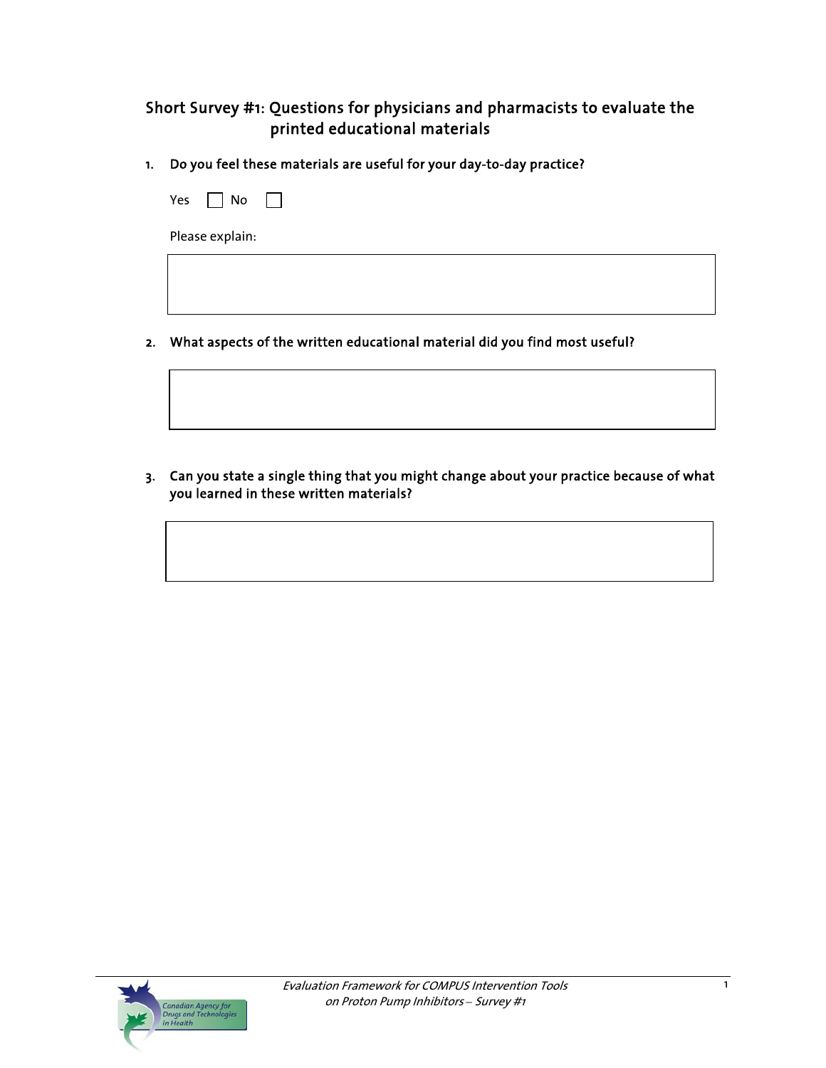## Short Survey #1: Questions for physicians and pharmacists to evaluate the printed educational materials

1. **Do you feel these materials are useful for your day-to-day practice?**

   Yes ☐ No ☐

   Please explain:

2. **What aspects of the written educational material did you find most useful?**

3. **Can you state a single thing that you might change about your practice because of what you learned in these written materials?**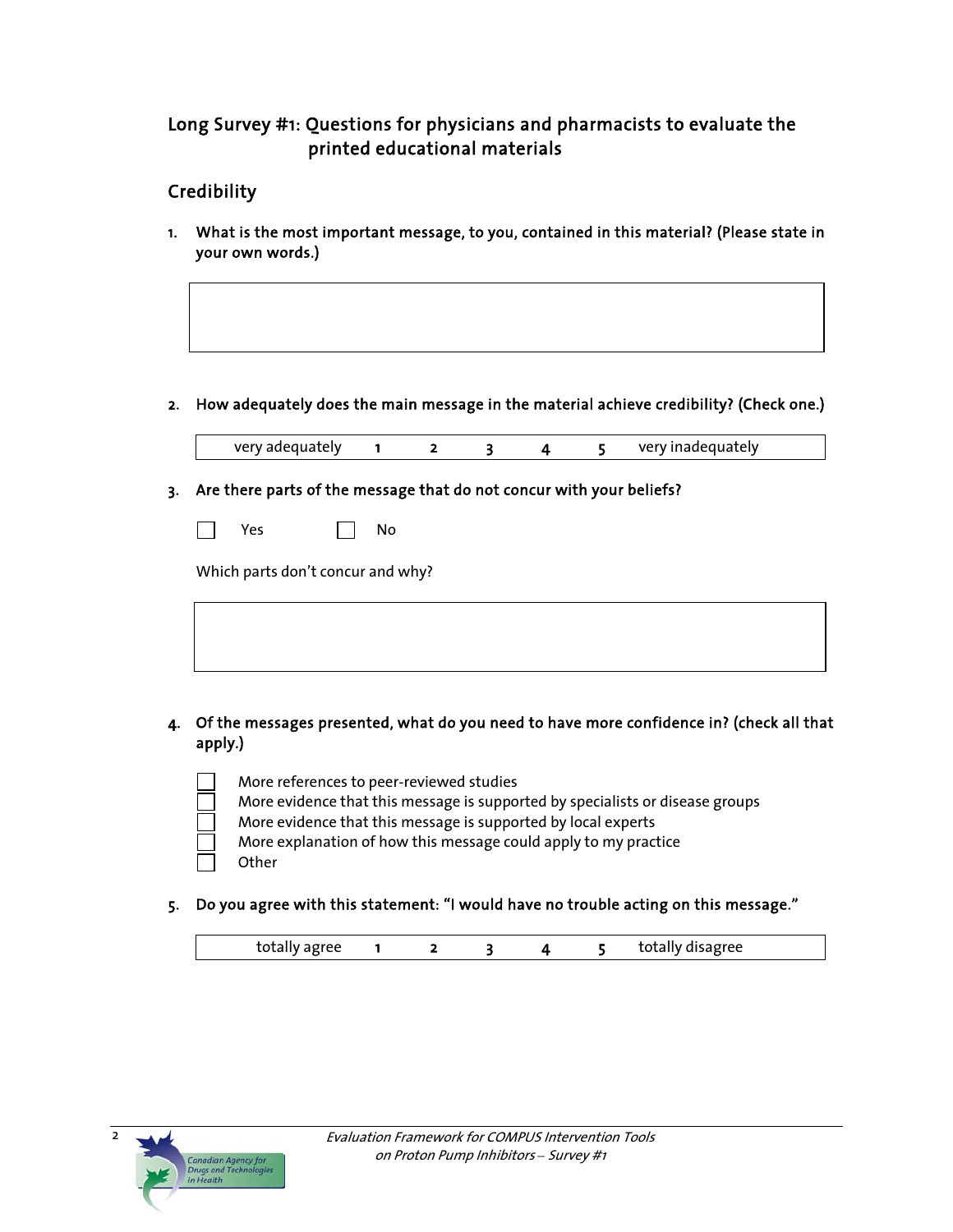## Long Survey #1: Questions for physicians and pharmacists to evaluate the printed educational materials

### Credibility

**1. What is the most important message, to you, contained in this material? (Please state in your own words.)**

|   |
|---|
|   |

**2. How adequately does the main message in the material achieve credibility? (Check one.)**

| very adequately | 1 | 2 | 3 | 4 | 5 | very inadequately |
|---|---|---|---|---|---|---|

**3. Are there parts of the message that do not concur with your beliefs?**

☐ Yes ☐ No

Which parts don't concur and why?

|   |
|---|
|   |

**4. Of the messages presented, what do you need to have more confidence in? (check all that apply.)**

- ☐ More references to peer-reviewed studies
- ☐ More evidence that this message is supported by specialists or disease groups
- ☐ More evidence that this message is supported by local experts
- ☐ More explanation of how this message could apply to my practice
- ☐ Other

**5. Do you agree with this statement: "I would have no trouble acting on this message."**

| totally agree | 1 | 2 | 3 | 4 | 5 | totally disagree |
|---|---|---|---|---|---|---|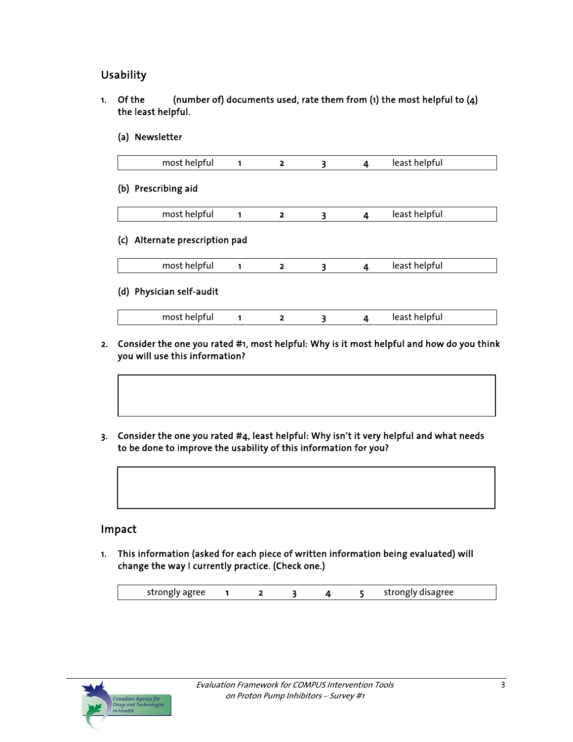## Usability

1. **Of the \_\_\_\_\_ (number of) documents used, rate them from (1) the most helpful to (4) the least helpful.**

   **(a) Newsletter**

   | most helpful | 1 | 2 | 3 | 4 | least helpful |
   |---|---|---|---|---|---|

   **(b) Prescribing aid**

   | most helpful | 1 | 2 | 3 | 4 | least helpful |
   |---|---|---|---|---|---|

   **(c) Alternate prescription pad**

   | most helpful | 1 | 2 | 3 | 4 | least helpful |
   |---|---|---|---|---|---|

   **(d) Physician self-audit**

   | most helpful | 1 | 2 | 3 | 4 | least helpful |
   |---|---|---|---|---|---|

2. **Consider the one you rated #1, most helpful: Why is it most helpful and how do you think you will use this information?**

3. **Consider the one you rated #4, least helpful: Why isn't it very helpful and what needs to be done to improve the usability of this information for you?**

## Impact

1. **This information (asked for each piece of written information being evaluated) will change the way I currently practice. (Check one.)**

   | strongly agree | 1 | 2 | 3 | 4 | 5 | strongly disagree |
   |---|---|---|---|---|---|---|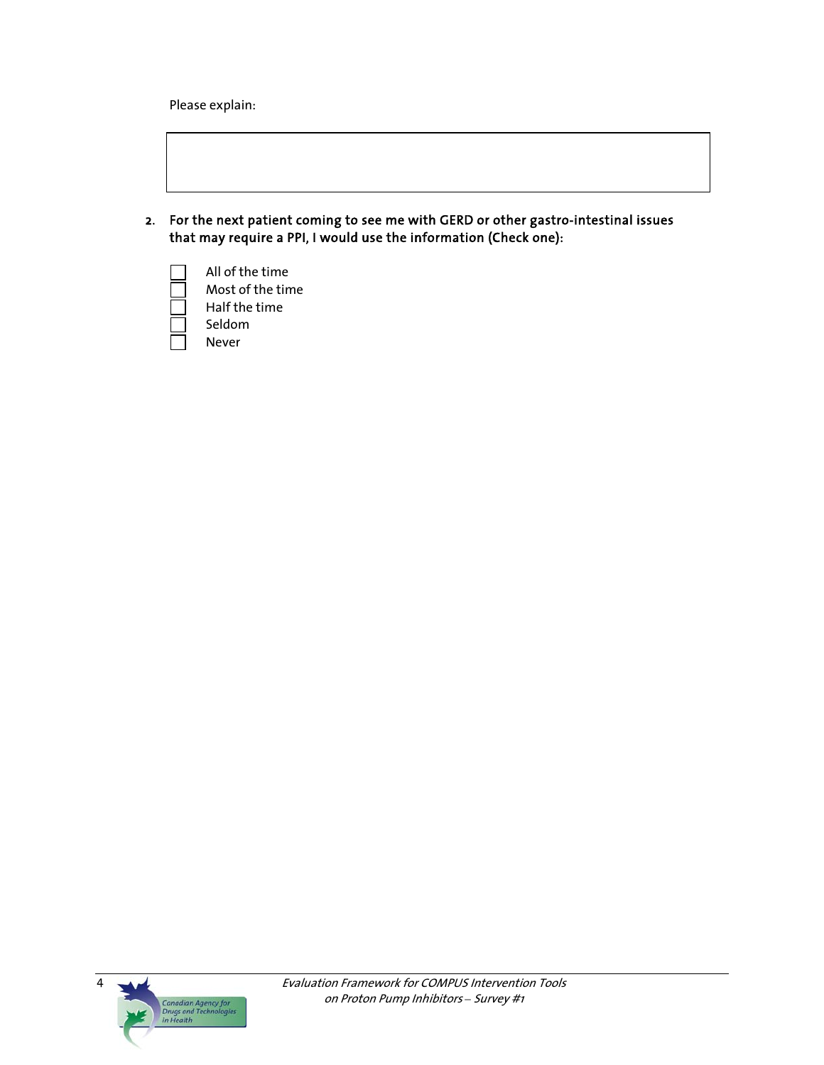Please explain:

2. **For the next patient coming to see me with GERD or other gastro-intestinal issues that may require a PPI, I would use the information (Check one):**

- ☐ All of the time
- ☐ Most of the time
- ☐ Half the time
- ☐ Seldom
- ☐ Never